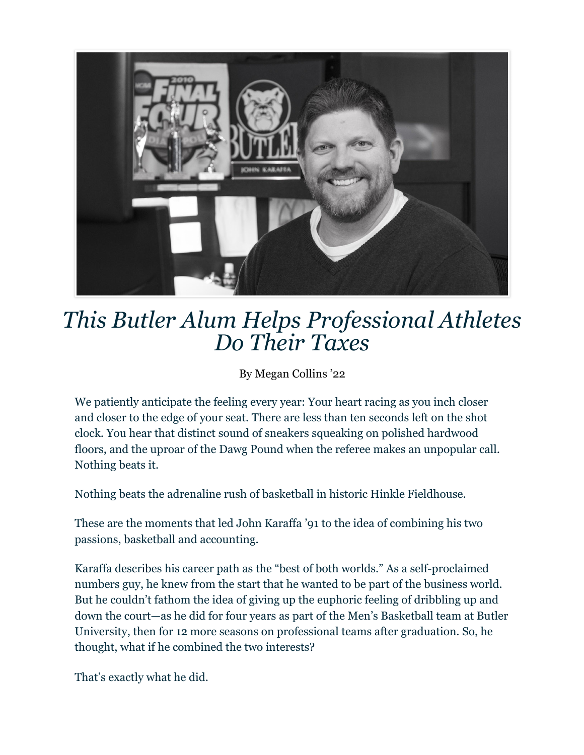# *This Butler Alum Helps Professional Athletes Do Their Taxes*

By Megan Collins '22

We patiently anticipate the feeling every year: Your heart racing as you inch closer and closer to the edge of your seat. There are less than ten seconds left on the shot clock. You hear that distinct sound of sneakers squeaking on polished hardwood floors, and the uproar of the Dawg Pound when the referee makes an unpopular call. Nothing beats it.

Nothing beats the adrenaline rush of basketball in historic Hinkle Fieldhouse.

These are the moments that led John Karaffa '91 to the idea of combining his two passions, basketball and accounting.

Karaffa describes his career path as the "best of both worlds." As a self-proclaimed numbers guy, he knew from the start that he wanted to be part of the business world. But he couldn't fathom the idea of giving up the euphoric feeling of dribbling up and down the court—as he did for four years as part of the Men's Basketball team at Butler University, then for 12 more seasons on professional teams after graduation. So, he thought, what if he combined the two interests?

That's exactly what he did.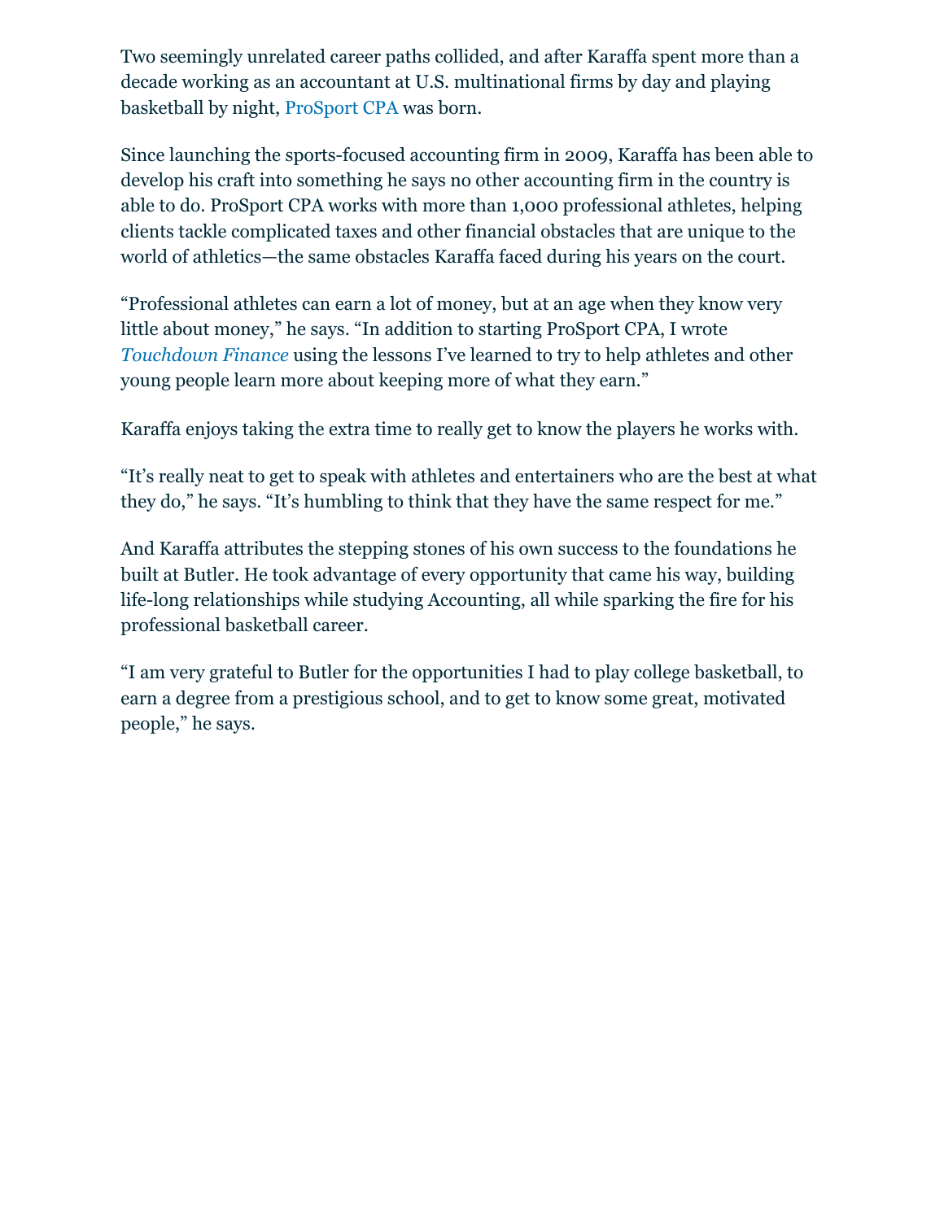Two seemingly unrelated career paths collided, and after Karaffa spent more than a decade working as an accountant at U.S. multinational firms by day and playing basketball by night, ProSport CPA was born.

Since launching the sports-focused accounting firm in 2009, Karaffa has been able to develop his craft into something he says no other accounting firm in the country is able to do. ProSport CPA works with more than 1,000 professional athletes, helping clients tackle complicated taxes and other financial obstacles that are unique to the world of athletics—the same obstacles Karaffa faced during his years on the court.

“Professional athletes can earn a lot of money, but at an age when they know very little about money,” he says. “In addition to starting ProSport CPA, I wrote *Touchdown Finance* using the lessons I’ve learned to try to help athletes and other young people learn more about keeping more of what they earn.”

Karaffa enjoys taking the extra time to really get to know the players he works with.

“It’s really neat to get to speak with athletes and entertainers who are the best at what they do,” he says. “It’s humbling to think that they have the same respect for me.”

And Karaffa attributes the stepping stones of his own success to the foundations he built at Butler. He took advantage of every opportunity that came his way, building life-long relationships while studying Accounting, all while sparking the fire for his professional basketball career.

“I am very grateful to Butler for the opportunities I had to play college basketball, to earn a degree from a prestigious school, and to get to know some great, motivated people,” he says.